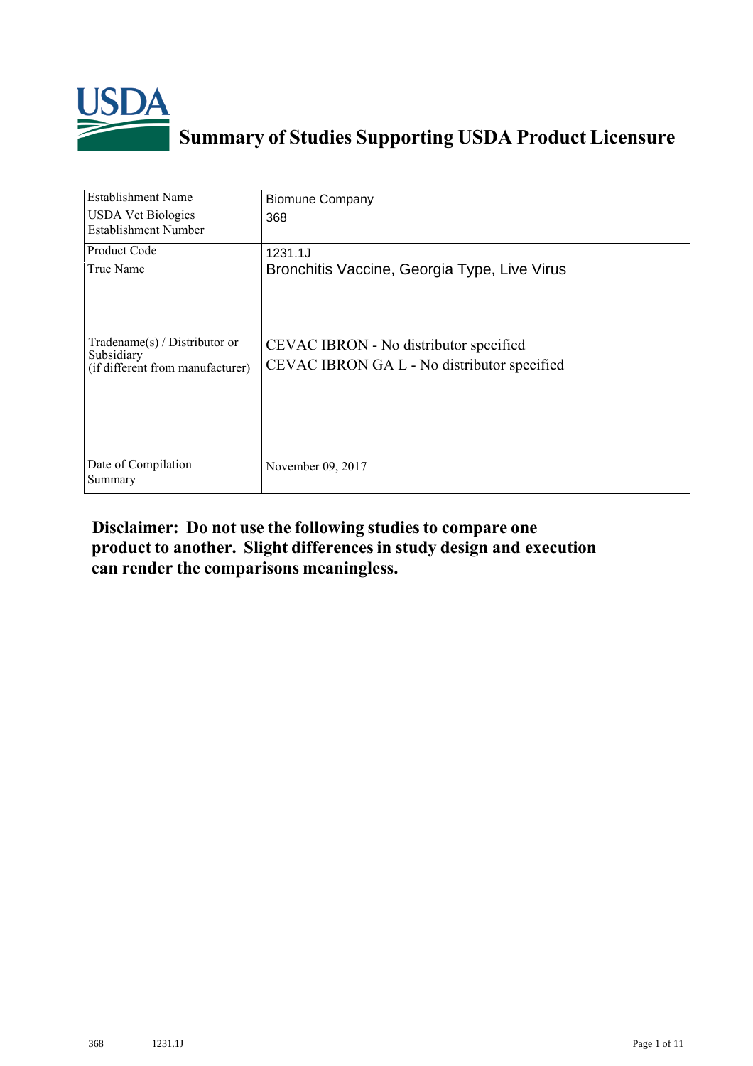# Summary of Studies Supporting USDA Product Licensure

| Establishment Name | Biomune Company |
|---|---|
| USDA Vet Biologics Establishment Number | 368 |
| Product Code | 1231.1J |
| True Name | Bronchitis Vaccine, Georgia Type, Live Virus |
| Tradename(s) / Distributor or Subsidiary (if different from manufacturer) | CEVAC IBRON - No distributor specified<br>CEVAC IBRON GA L - No distributor specified |
| Date of Compilation Summary | November 09, 2017 |

**Disclaimer: Do not use the following studies to compare one product to another. Slight differences in study design and execution can render the comparisons meaningless.**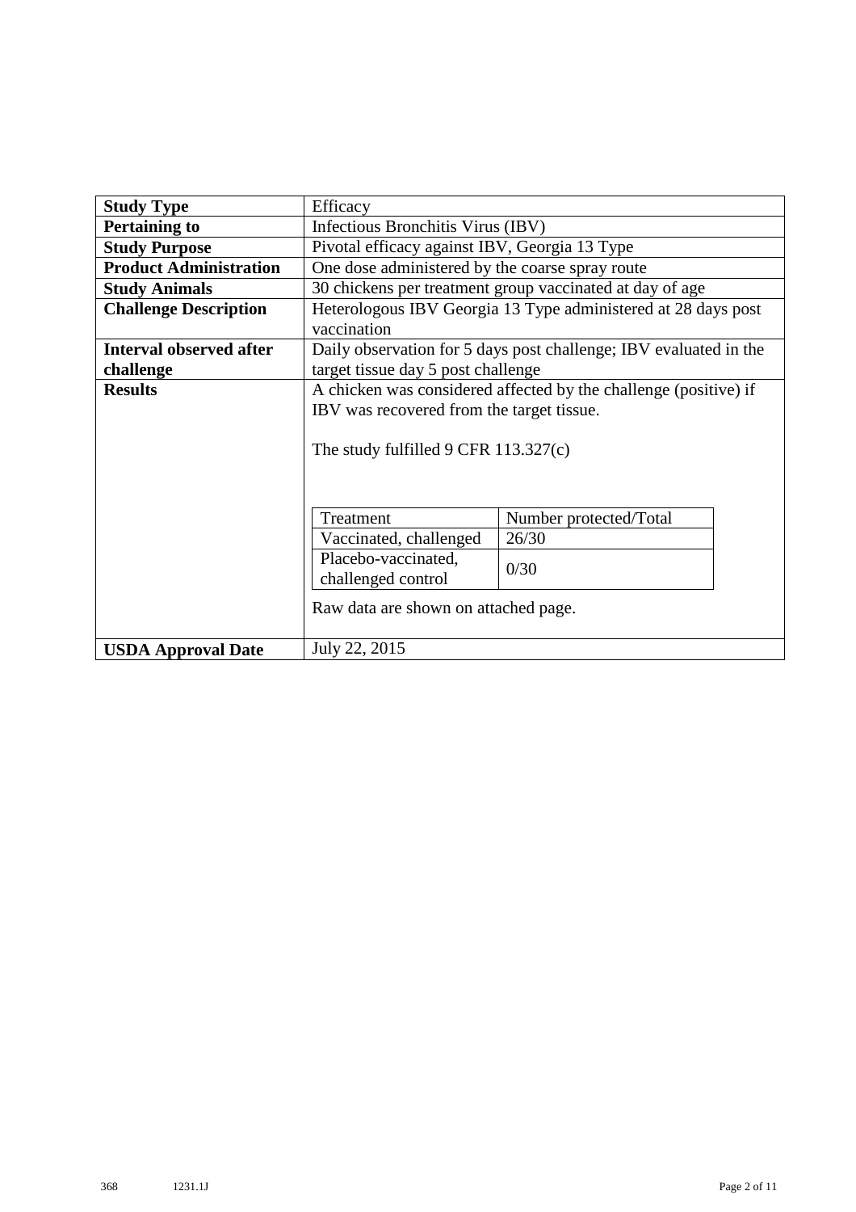| **Study Type** | Efficacy |
|---|---|
| **Pertaining to** | Infectious Bronchitis Virus (IBV) |
| **Study Purpose** | Pivotal efficacy against IBV, Georgia 13 Type |
| **Product Administration** | One dose administered by the coarse spray route |
| **Study Animals** | 30 chickens per treatment group vaccinated at day of age |
| **Challenge Description** | Heterologous IBV Georgia 13 Type administered at 28 days post vaccination |
| **Interval observed after challenge** | Daily observation for 5 days post challenge; IBV evaluated in the target tissue day 5 post challenge |
| **Results** | A chicken was considered affected by the challenge (positive) if IBV was recovered from the target tissue. The study fulfilled 9 CFR 113.327(c) |
| **USDA Approval Date** | July 22, 2015 |

| Treatment | Number protected/Total |
|---|---|
| Vaccinated, challenged | 26/30 |
| Placebo-vaccinated, challenged control | 0/30 |

Raw data are shown on attached page.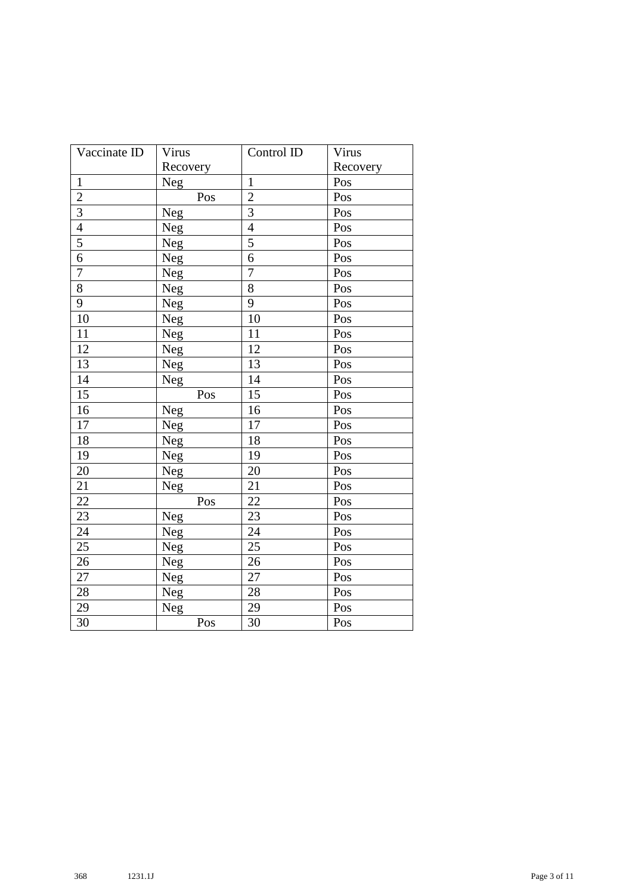| Vaccinate ID | Virus Recovery | Control ID | Virus Recovery |
|---|---|---|---|
| 1 | Neg | 1 | Pos |
| 2 | Pos | 2 | Pos |
| 3 | Neg | 3 | Pos |
| 4 | Neg | 4 | Pos |
| 5 | Neg | 5 | Pos |
| 6 | Neg | 6 | Pos |
| 7 | Neg | 7 | Pos |
| 8 | Neg | 8 | Pos |
| 9 | Neg | 9 | Pos |
| 10 | Neg | 10 | Pos |
| 11 | Neg | 11 | Pos |
| 12 | Neg | 12 | Pos |
| 13 | Neg | 13 | Pos |
| 14 | Neg | 14 | Pos |
| 15 | Pos | 15 | Pos |
| 16 | Neg | 16 | Pos |
| 17 | Neg | 17 | Pos |
| 18 | Neg | 18 | Pos |
| 19 | Neg | 19 | Pos |
| 20 | Neg | 20 | Pos |
| 21 | Neg | 21 | Pos |
| 22 | Pos | 22 | Pos |
| 23 | Neg | 23 | Pos |
| 24 | Neg | 24 | Pos |
| 25 | Neg | 25 | Pos |
| 26 | Neg | 26 | Pos |
| 27 | Neg | 27 | Pos |
| 28 | Neg | 28 | Pos |
| 29 | Neg | 29 | Pos |
| 30 | Pos | 30 | Pos |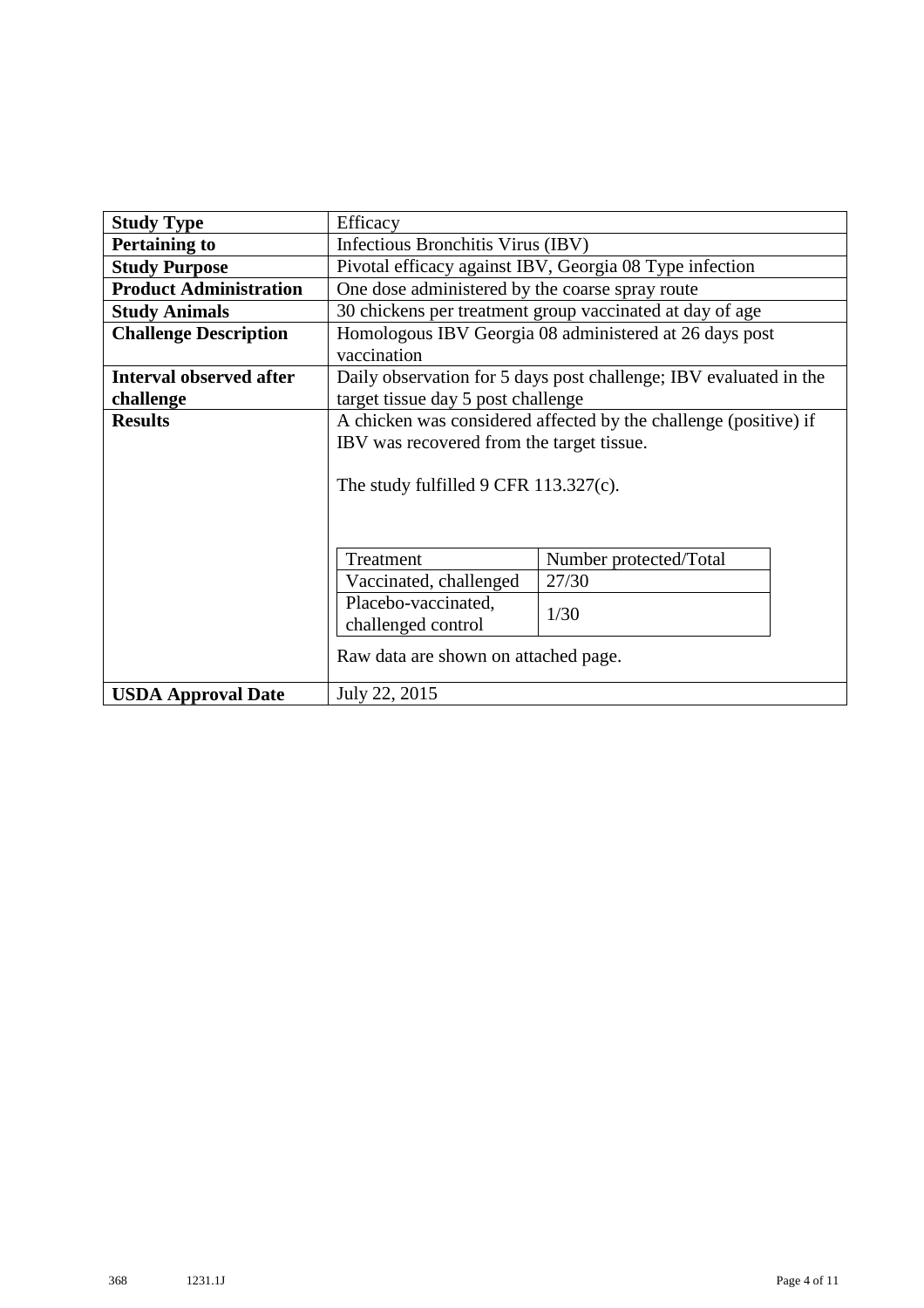| **Study Type** | Efficacy |
|---|---|
| **Pertaining to** | Infectious Bronchitis Virus (IBV) |
| **Study Purpose** | Pivotal efficacy against IBV, Georgia 08 Type infection |
| **Product Administration** | One dose administered by the coarse spray route |
| **Study Animals** | 30 chickens per treatment group vaccinated at day of age |
| **Challenge Description** | Homologous IBV Georgia 08 administered at 26 days post vaccination |
| **Interval observed after challenge** | Daily observation for 5 days post challenge; IBV evaluated in the target tissue day 5 post challenge |
| **Results** | A chicken was considered affected by the challenge (positive) if IBV was recovered from the target tissue.<br><br>The study fulfilled 9 CFR 113.327(c).<br><br>(see table below)<br><br>Raw data are shown on attached page. |
| **USDA Approval Date** | July 22, 2015 |

| Treatment | Number protected/Total |
|---|---|
| Vaccinated, challenged | 27/30 |
| Placebo-vaccinated, challenged control | 1/30 |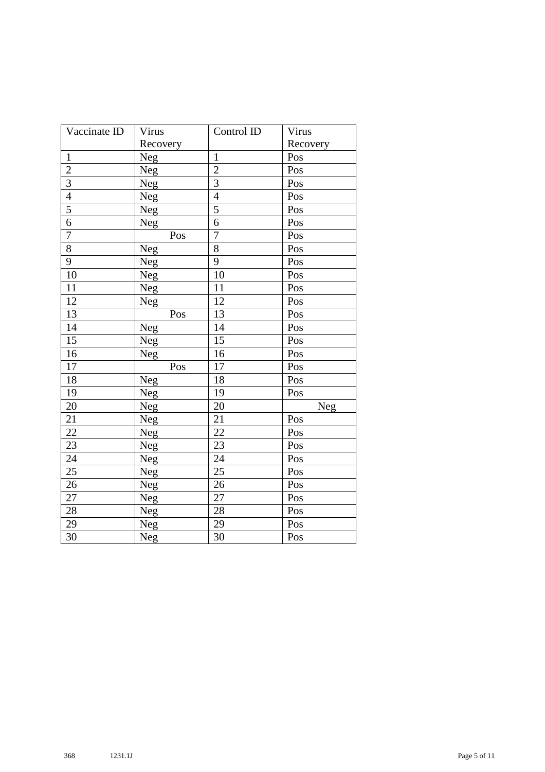| Vaccinate ID | Virus Recovery | Control ID | Virus Recovery |
|---|---|---|---|
| 1 | Neg | 1 | Pos |
| 2 | Neg | 2 | Pos |
| 3 | Neg | 3 | Pos |
| 4 | Neg | 4 | Pos |
| 5 | Neg | 5 | Pos |
| 6 | Neg | 6 | Pos |
| 7 | Pos | 7 | Pos |
| 8 | Neg | 8 | Pos |
| 9 | Neg | 9 | Pos |
| 10 | Neg | 10 | Pos |
| 11 | Neg | 11 | Pos |
| 12 | Neg | 12 | Pos |
| 13 | Pos | 13 | Pos |
| 14 | Neg | 14 | Pos |
| 15 | Neg | 15 | Pos |
| 16 | Neg | 16 | Pos |
| 17 | Pos | 17 | Pos |
| 18 | Neg | 18 | Pos |
| 19 | Neg | 19 | Pos |
| 20 | Neg | 20 | Neg |
| 21 | Neg | 21 | Pos |
| 22 | Neg | 22 | Pos |
| 23 | Neg | 23 | Pos |
| 24 | Neg | 24 | Pos |
| 25 | Neg | 25 | Pos |
| 26 | Neg | 26 | Pos |
| 27 | Neg | 27 | Pos |
| 28 | Neg | 28 | Pos |
| 29 | Neg | 29 | Pos |
| 30 | Neg | 30 | Pos |

368 1231.1J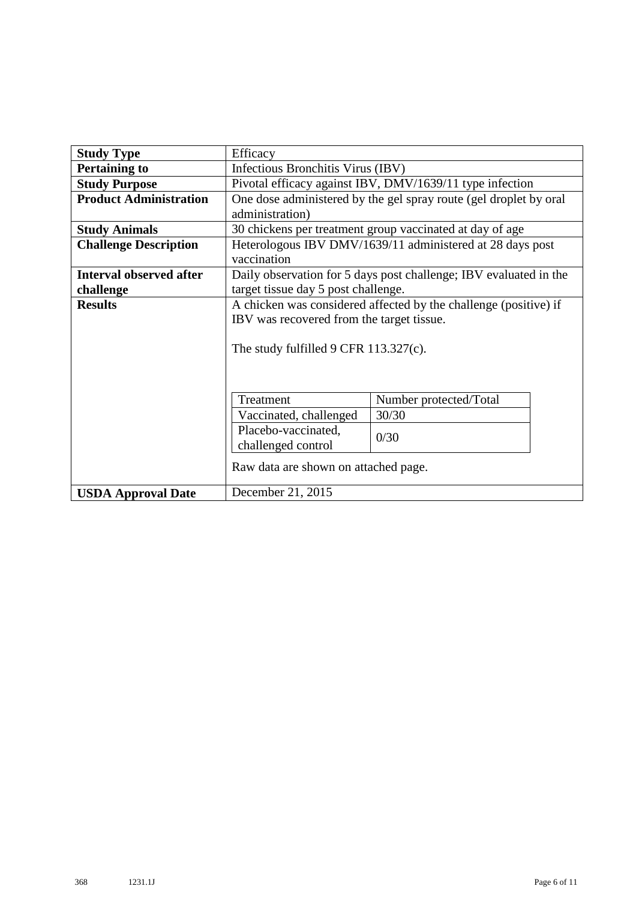| Study Type | Efficacy |
|---|---|
| **Pertaining to** | Infectious Bronchitis Virus (IBV) |
| **Study Purpose** | Pivotal efficacy against IBV, DMV/1639/11 type infection |
| **Product Administration** | One dose administered by the gel spray route (gel droplet by oral administration) |
| **Study Animals** | 30 chickens per treatment group vaccinated at day of age |
| **Challenge Description** | Heterologous IBV DMV/1639/11 administered at 28 days post vaccination |
| **Interval observed after challenge** | Daily observation for 5 days post challenge; IBV evaluated in the target tissue day 5 post challenge. |
| **Results** | A chicken was considered affected by the challenge (positive) if IBV was recovered from the target tissue.<br><br>The study fulfilled 9 CFR 113.327(c).<br><br>Treatment — Number protected/Total<br>Vaccinated, challenged — 30/30<br>Placebo-vaccinated, challenged control — 0/30<br><br>Raw data are shown on attached page. |
| **USDA Approval Date** | December 21, 2015 |

| Treatment | Number protected/Total |
|---|---|
| Vaccinated, challenged | 30/30 |
| Placebo-vaccinated, challenged control | 0/30 |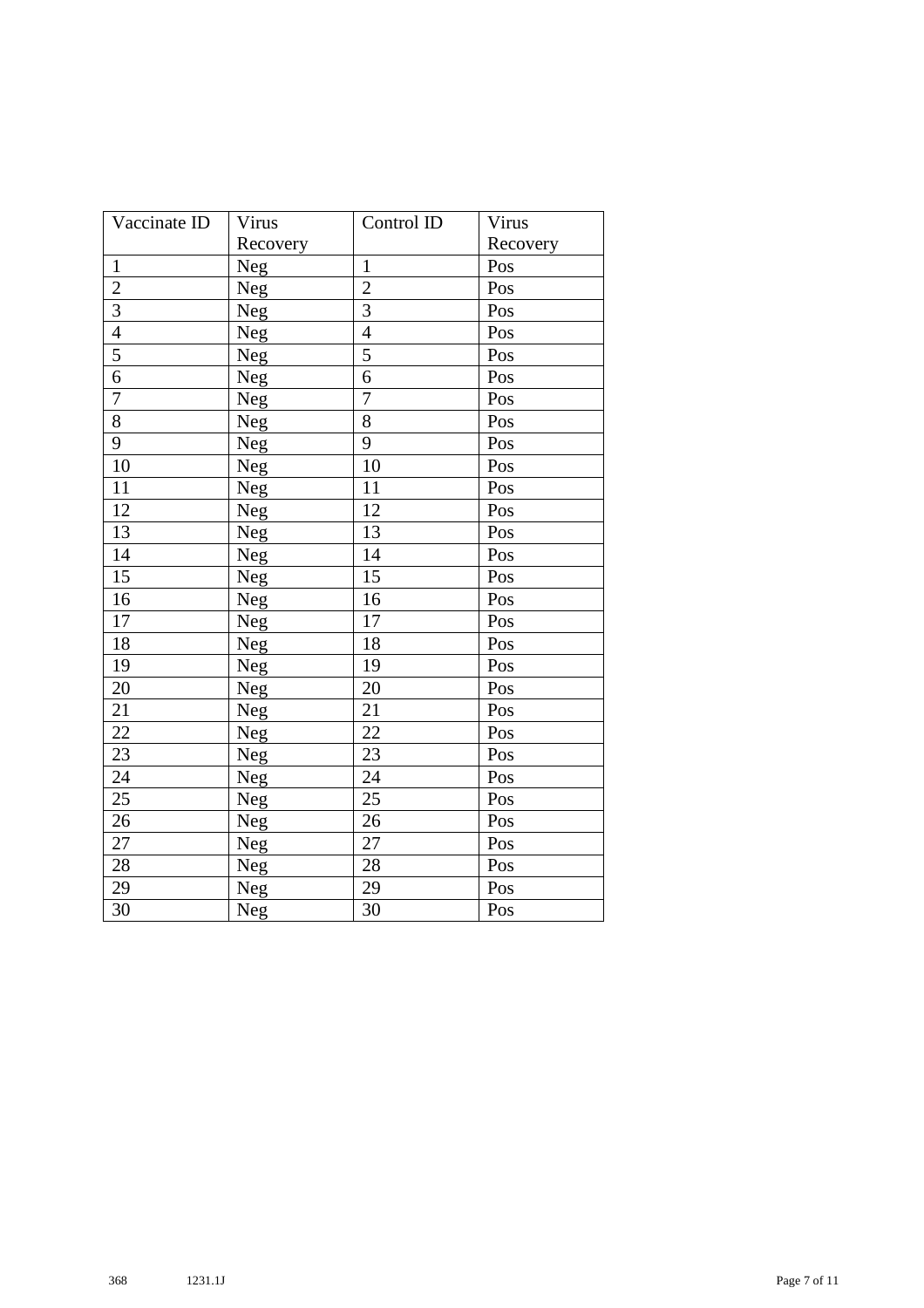| Vaccinate ID | Virus Recovery | Control ID | Virus Recovery |
|---|---|---|---|
| 1 | Neg | 1 | Pos |
| 2 | Neg | 2 | Pos |
| 3 | Neg | 3 | Pos |
| 4 | Neg | 4 | Pos |
| 5 | Neg | 5 | Pos |
| 6 | Neg | 6 | Pos |
| 7 | Neg | 7 | Pos |
| 8 | Neg | 8 | Pos |
| 9 | Neg | 9 | Pos |
| 10 | Neg | 10 | Pos |
| 11 | Neg | 11 | Pos |
| 12 | Neg | 12 | Pos |
| 13 | Neg | 13 | Pos |
| 14 | Neg | 14 | Pos |
| 15 | Neg | 15 | Pos |
| 16 | Neg | 16 | Pos |
| 17 | Neg | 17 | Pos |
| 18 | Neg | 18 | Pos |
| 19 | Neg | 19 | Pos |
| 20 | Neg | 20 | Pos |
| 21 | Neg | 21 | Pos |
| 22 | Neg | 22 | Pos |
| 23 | Neg | 23 | Pos |
| 24 | Neg | 24 | Pos |
| 25 | Neg | 25 | Pos |
| 26 | Neg | 26 | Pos |
| 27 | Neg | 27 | Pos |
| 28 | Neg | 28 | Pos |
| 29 | Neg | 29 | Pos |
| 30 | Neg | 30 | Pos |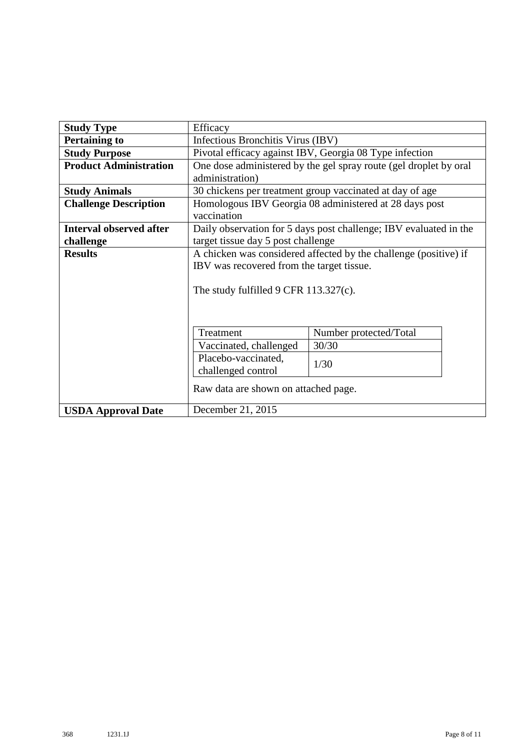| Study Type | Efficacy |
| --- | --- |
| **Pertaining to** | Infectious Bronchitis Virus (IBV) |
| **Study Purpose** | Pivotal efficacy against IBV, Georgia 08 Type infection |
| **Product Administration** | One dose administered by the gel spray route (gel droplet by oral administration) |
| **Study Animals** | 30 chickens per treatment group vaccinated at day of age |
| **Challenge Description** | Homologous IBV Georgia 08 administered at 28 days post vaccination |
| **Interval observed after challenge** | Daily observation for 5 days post challenge; IBV evaluated in the target tissue day 5 post challenge |
| **Results** | A chicken was considered affected by the challenge (positive) if IBV was recovered from the target tissue.<br><br>The study fulfilled 9 CFR 113.327(c).<br><br>Treatment: Vaccinated, challenged — Number protected/Total: 30/30<br>Treatment: Placebo-vaccinated, challenged control — Number protected/Total: 1/30<br><br>Raw data are shown on attached page. |
| **USDA Approval Date** | December 21, 2015 |

| Treatment | Number protected/Total |
| --- | --- |
| Vaccinated, challenged | 30/30 |
| Placebo-vaccinated, challenged control | 1/30 |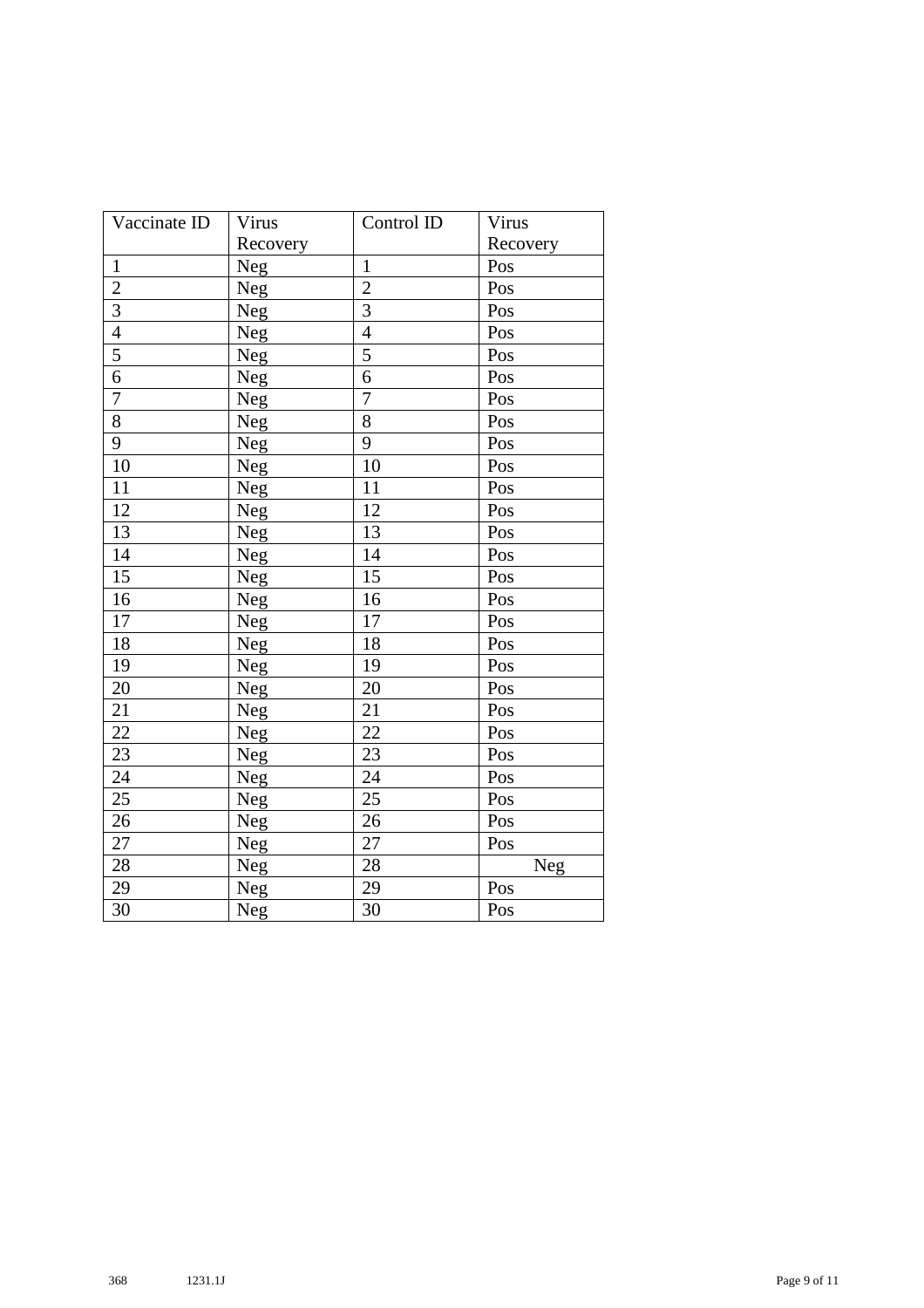| Vaccinate ID | Virus Recovery | Control ID | Virus Recovery |
|---|---|---|---|
| 1 | Neg | 1 | Pos |
| 2 | Neg | 2 | Pos |
| 3 | Neg | 3 | Pos |
| 4 | Neg | 4 | Pos |
| 5 | Neg | 5 | Pos |
| 6 | Neg | 6 | Pos |
| 7 | Neg | 7 | Pos |
| 8 | Neg | 8 | Pos |
| 9 | Neg | 9 | Pos |
| 10 | Neg | 10 | Pos |
| 11 | Neg | 11 | Pos |
| 12 | Neg | 12 | Pos |
| 13 | Neg | 13 | Pos |
| 14 | Neg | 14 | Pos |
| 15 | Neg | 15 | Pos |
| 16 | Neg | 16 | Pos |
| 17 | Neg | 17 | Pos |
| 18 | Neg | 18 | Pos |
| 19 | Neg | 19 | Pos |
| 20 | Neg | 20 | Pos |
| 21 | Neg | 21 | Pos |
| 22 | Neg | 22 | Pos |
| 23 | Neg | 23 | Pos |
| 24 | Neg | 24 | Pos |
| 25 | Neg | 25 | Pos |
| 26 | Neg | 26 | Pos |
| 27 | Neg | 27 | Pos |
| 28 | Neg | 28 | Neg |
| 29 | Neg | 29 | Pos |
| 30 | Neg | 30 | Pos |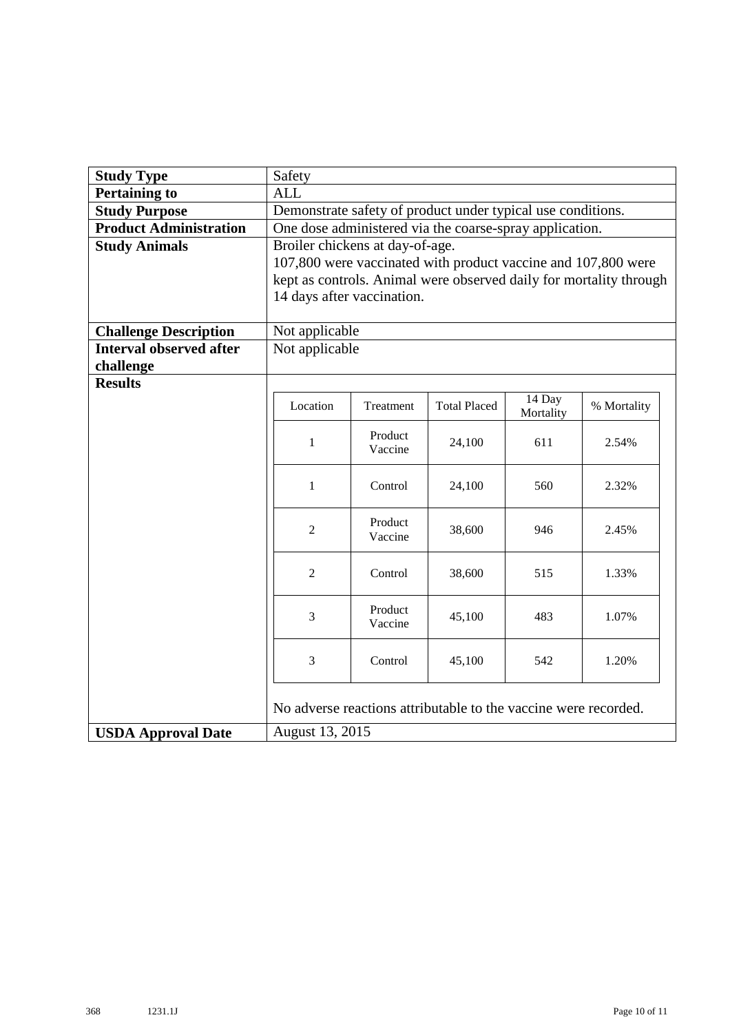| | |
|---|---|
| **Study Type** | Safety |
| **Pertaining to** | ALL |
| **Study Purpose** | Demonstrate safety of product under typical use conditions. |
| **Product Administration** | One dose administered via the coarse-spray application. |
| **Study Animals** | Broiler chickens at day-of-age. 107,800 were vaccinated with product vaccine and 107,800 were kept as controls. Animal were observed daily for mortality through 14 days after vaccination. |
| **Challenge Description** | Not applicable |
| **Interval observed after challenge** | Not applicable |
| **Results** | See table below. No adverse reactions attributable to the vaccine were recorded. |
| **USDA Approval Date** | August 13, 2015 |

| Location | Treatment | Total Placed | 14 Day Mortality | % Mortality |
|---|---|---|---|---|
| 1 | Product Vaccine | 24,100 | 611 | 2.54% |
| 1 | Control | 24,100 | 560 | 2.32% |
| 2 | Product Vaccine | 38,600 | 946 | 2.45% |
| 2 | Control | 38,600 | 515 | 1.33% |
| 3 | Product Vaccine | 45,100 | 483 | 1.07% |
| 3 | Control | 45,100 | 542 | 1.20% |

No adverse reactions attributable to the vaccine were recorded.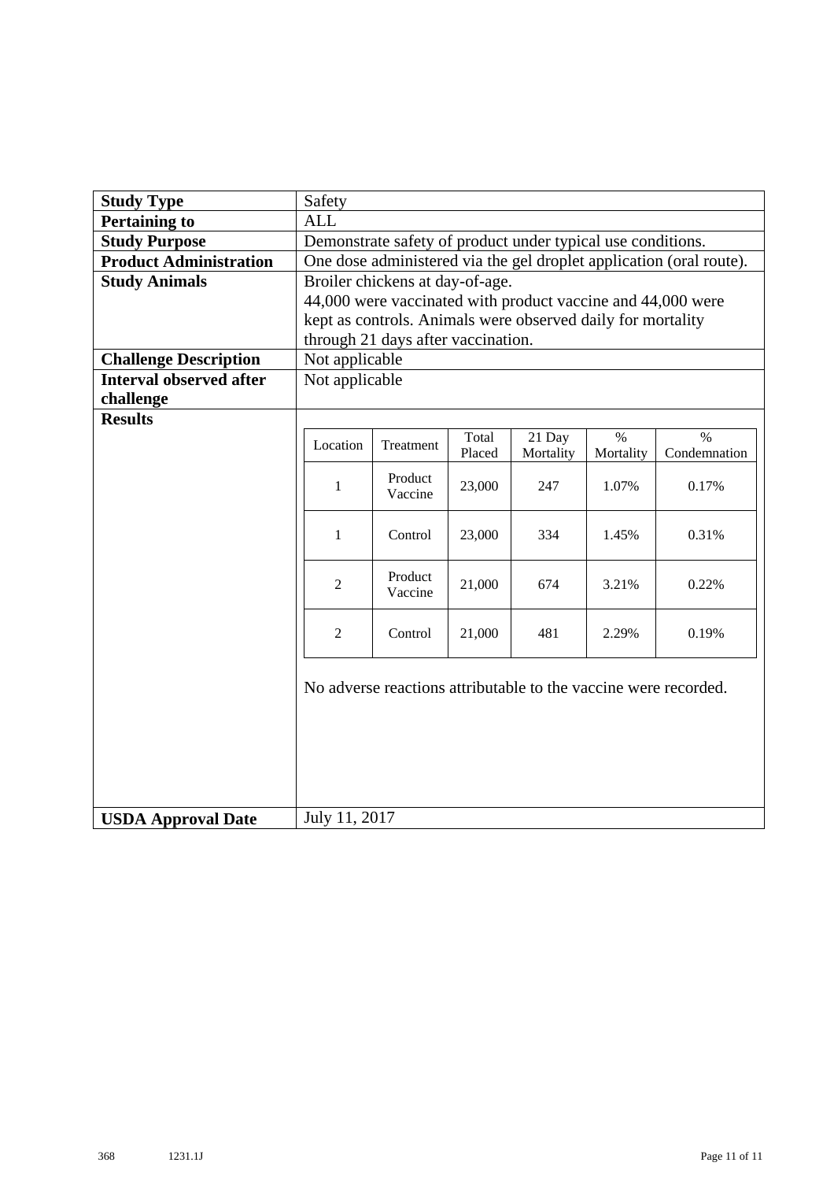| | |
|---|---|
| **Study Type** | Safety |
| **Pertaining to** | ALL |
| **Study Purpose** | Demonstrate safety of product under typical use conditions. |
| **Product Administration** | One dose administered via the gel droplet application (oral route). |
| **Study Animals** | Broiler chickens at day-of-age. 44,000 were vaccinated with product vaccine and 44,000 were kept as controls. Animals were observed daily for mortality through 21 days after vaccination. |
| **Challenge Description** | Not applicable |
| **Interval observed after challenge** | Not applicable |
| **Results** | See table below. No adverse reactions attributable to the vaccine were recorded. |
| **USDA Approval Date** | July 11, 2017 |

| Location | Treatment | Total Placed | 21 Day Mortality | % Mortality | % Condemnation |
|---|---|---|---|---|---|
| 1 | Product Vaccine | 23,000 | 247 | 1.07% | 0.17% |
| 1 | Control | 23,000 | 334 | 1.45% | 0.31% |
| 2 | Product Vaccine | 21,000 | 674 | 3.21% | 0.22% |
| 2 | Control | 21,000 | 481 | 2.29% | 0.19% |

No adverse reactions attributable to the vaccine were recorded.

368 1231.1J